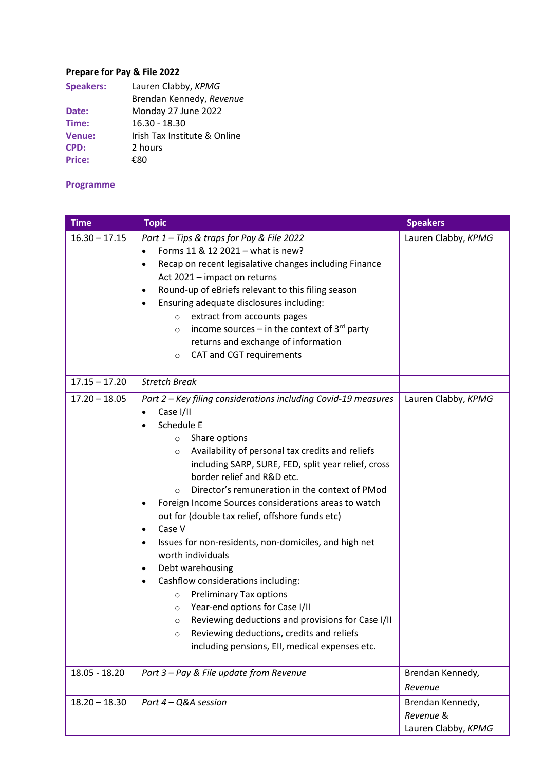**Prepare for Pay & File 2022**

**Speakers:** Lauren Clabby, *KPMG*
Brendan Kennedy, *Revenue*
**Date:** Monday 27 June 2022
**Time:** 16.30 - 18.30
**Venue:** Irish Tax Institute & Online
**CPD:** 2 hours
**Price:** €80

**Programme**

| Time | Topic | Speakers |
|---|---|---|
| 16.30 – 17.15 | *Part 1 – Tips & traps for Pay & File 2022*<br>• Forms 11 & 12 2021 – what is new?<br>• Recap on recent legisalative changes including Finance Act 2021 – impact on returns<br>• Round-up of eBriefs relevant to this filing season<br>• Ensuring adequate disclosures including:<br>  ○ extract from accounts pages<br>  ○ income sources – in the context of 3rd party returns and exchange of information<br>  ○ CAT and CGT requirements | Lauren Clabby, *KPMG* |
| 17.15 – 17.20 | *Stretch Break* | |
| 17.20 – 18.05 | *Part 2 – Key filing considerations including Covid-19 measures*<br>• Case I/II<br>• Schedule E<br>  ○ Share options<br>  ○ Availability of personal tax credits and reliefs including SARP, SURE, FED, split year relief, cross border relief and R&D etc.<br>  ○ Director's remuneration in the context of PMod<br>• Foreign Income Sources considerations areas to watch out for (double tax relief, offshore funds etc)<br>• Case V<br>• Issues for non-residents, non-domiciles, and high net worth individuals<br>• Debt warehousing<br>• Cashflow considerations including:<br>  ○ Preliminary Tax options<br>  ○ Year-end options for Case I/II<br>  ○ Reviewing deductions and provisions for Case I/II<br>  ○ Reviewing deductions, credits and reliefs including pensions, EII, medical expenses etc. | Lauren Clabby, *KPMG* |
| 18.05 - 18.20 | *Part 3 – Pay & File update from Revenue* | Brendan Kennedy, *Revenue* |
| 18.20 – 18.30 | *Part 4 – Q&A session* | Brendan Kennedy, *Revenue* & Lauren Clabby, *KPMG* |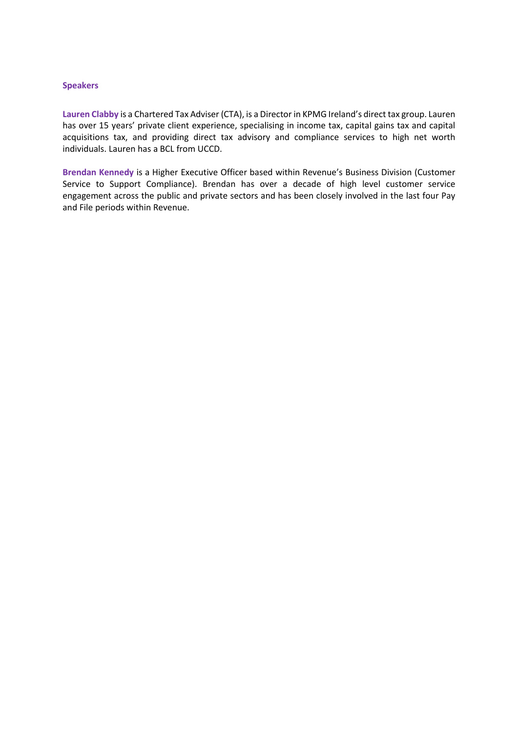## Speakers

**Lauren Clabby** is a Chartered Tax Adviser (CTA), is a Director in KPMG Ireland's direct tax group. Lauren has over 15 years' private client experience, specialising in income tax, capital gains tax and capital acquisitions tax, and providing direct tax advisory and compliance services to high net worth individuals. Lauren has a BCL from UCCD.

**Brendan Kennedy** is a Higher Executive Officer based within Revenue's Business Division (Customer Service to Support Compliance). Brendan has over a decade of high level customer service engagement across the public and private sectors and has been closely involved in the last four Pay and File periods within Revenue.